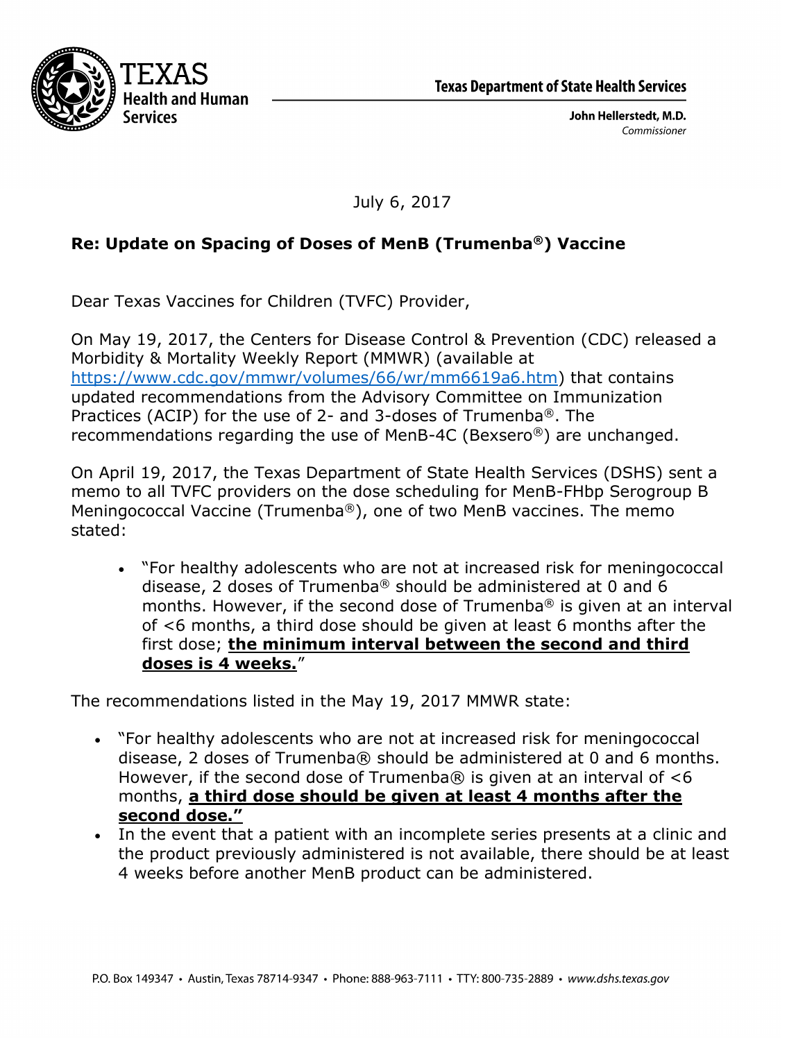TEXAS Health and Human Services

**Texas Department of State Health Services**

**John Hellerstedt, M.D.**
*Commissioner*

July 6, 2017

**Re: Update on Spacing of Doses of MenB (Trumenba®) Vaccine**

Dear Texas Vaccines for Children (TVFC) Provider,

On May 19, 2017, the Centers for Disease Control & Prevention (CDC) released a Morbidity & Mortality Weekly Report (MMWR) (available at https://www.cdc.gov/mmwr/volumes/66/wr/mm6619a6.htm) that contains updated recommendations from the Advisory Committee on Immunization Practices (ACIP) for the use of 2- and 3-doses of Trumenba®. The recommendations regarding the use of MenB-4C (Bexsero®) are unchanged.

On April 19, 2017, the Texas Department of State Health Services (DSHS) sent a memo to all TVFC providers on the dose scheduling for MenB-FHbp Serogroup B Meningococcal Vaccine (Trumenba®), one of two MenB vaccines. The memo stated:

- "For healthy adolescents who are not at increased risk for meningococcal disease, 2 doses of Trumenba® should be administered at 0 and 6 months. However, if the second dose of Trumenba® is given at an interval of <6 months, a third dose should be given at least 6 months after the first dose; **the minimum interval between the second and third doses is 4 weeks.**"

The recommendations listed in the May 19, 2017 MMWR state:

- "For healthy adolescents who are not at increased risk for meningococcal disease, 2 doses of Trumenba® should be administered at 0 and 6 months. However, if the second dose of Trumenba® is given at an interval of <6 months, **a third dose should be given at least 4 months after the second dose."**
- In the event that a patient with an incomplete series presents at a clinic and the product previously administered is not available, there should be at least 4 weeks before another MenB product can be administered.

P.O. Box 149347 • Austin, Texas 78714-9347 • Phone: 888-963-7111 • TTY: 800-735-2889 • *www.dshs.texas.gov*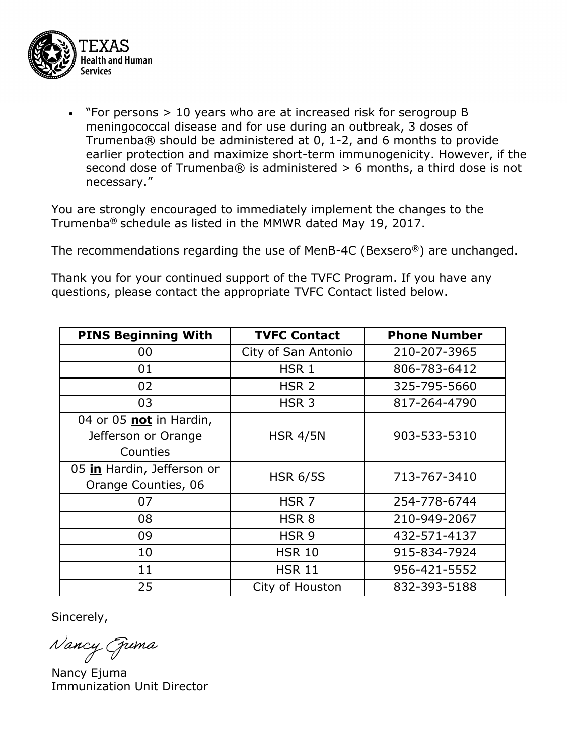- "For persons > 10 years who are at increased risk for serogroup B meningococcal disease and for use during an outbreak, 3 doses of Trumenba® should be administered at 0, 1-2, and 6 months to provide earlier protection and maximize short-term immunogenicity. However, if the second dose of Trumenba® is administered > 6 months, a third dose is not necessary."

You are strongly encouraged to immediately implement the changes to the Trumenba® schedule as listed in the MMWR dated May 19, 2017.

The recommendations regarding the use of MenB-4C (Bexsero®) are unchanged.

Thank you for your continued support of the TVFC Program. If you have any questions, please contact the appropriate TVFC Contact listed below.

| PINS Beginning With | TVFC Contact | Phone Number |
|---|---|---|
| 00 | City of San Antonio | 210-207-3965 |
| 01 | HSR 1 | 806-783-6412 |
| 02 | HSR 2 | 325-795-5660 |
| 03 | HSR 3 | 817-264-4790 |
| 04 or 05 **not** in Hardin, Jefferson or Orange Counties | HSR 4/5N | 903-533-5310 |
| 05 **in** Hardin, Jefferson or Orange Counties, 06 | HSR 6/5S | 713-767-3410 |
| 07 | HSR 7 | 254-778-6744 |
| 08 | HSR 8 | 210-949-2067 |
| 09 | HSR 9 | 432-571-4137 |
| 10 | HSR 10 | 915-834-7924 |
| 11 | HSR 11 | 956-421-5552 |
| 25 | City of Houston | 832-393-5188 |

Sincerely,

Nancy Ejuma

Nancy Ejuma
Immunization Unit Director